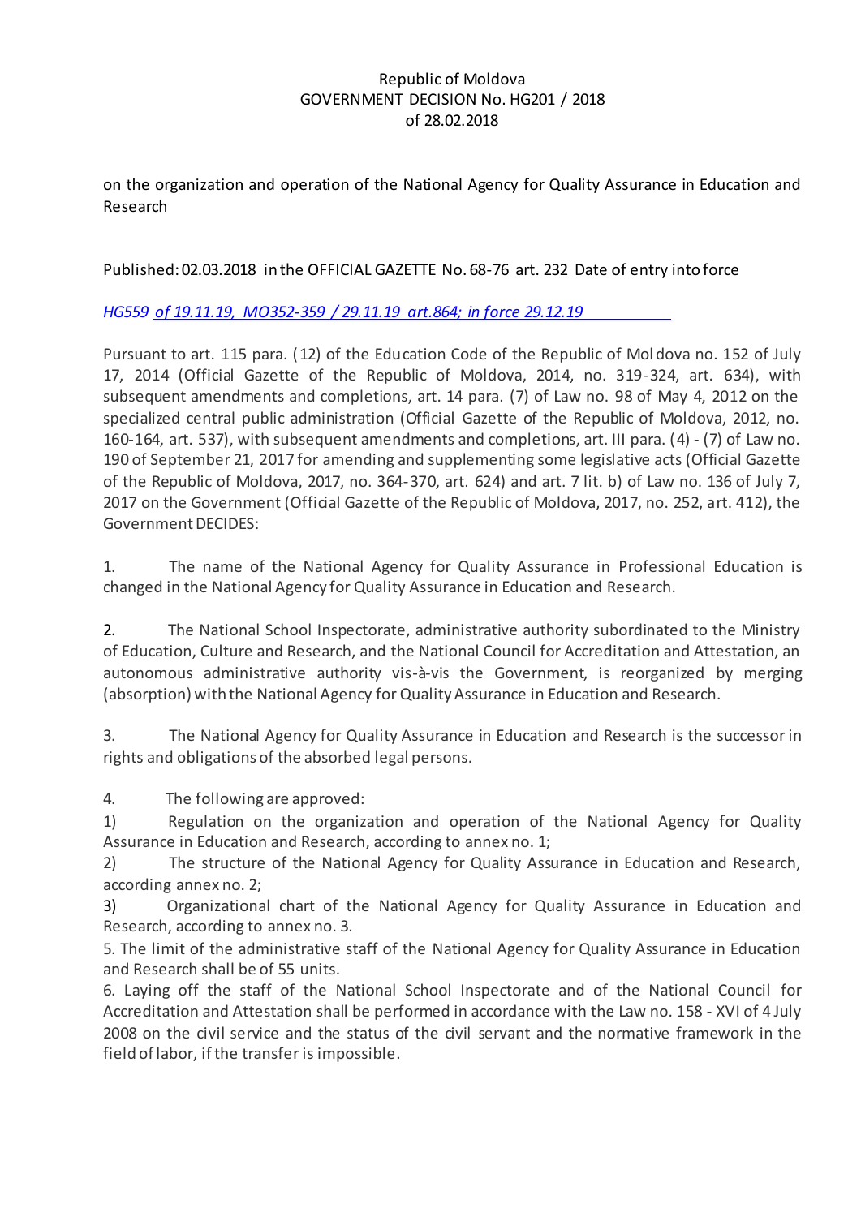Republic of Moldova
GOVERNMENT DECISION No. HG201 / 2018
of 28.02.2018

on the organization and operation of the National Agency for Quality Assurance in Education and Research

Published: 02.03.2018 in the OFFICIAL GAZETTE No. 68-76 art. 232 Date of entry into force

*HG559 of 19.11.19, MO352-359 / 29.11.19 art.864; in force 29.12.19*

Pursuant to art. 115 para. (12) of the Education Code of the Republic of Moldova no. 152 of July 17, 2014 (Official Gazette of the Republic of Moldova, 2014, no. 319-324, art. 634), with subsequent amendments and completions, art. 14 para. (7) of Law no. 98 of May 4, 2012 on the specialized central public administration (Official Gazette of the Republic of Moldova, 2012, no. 160-164, art. 537), with subsequent amendments and completions, art. III para. (4) - (7) of Law no. 190 of September 21, 2017 for amending and supplementing some legislative acts (Official Gazette of the Republic of Moldova, 2017, no. 364-370, art. 624) and art. 7 lit. b) of Law no. 136 of July 7, 2017 on the Government (Official Gazette of the Republic of Moldova, 2017, no. 252, art. 412), the Government DECIDES:

1. The name of the National Agency for Quality Assurance in Professional Education is changed in the National Agency for Quality Assurance in Education and Research.

2. The National School Inspectorate, administrative authority subordinated to the Ministry of Education, Culture and Research, and the National Council for Accreditation and Attestation, an autonomous administrative authority vis-à-vis the Government, is reorganized by merging (absorption) with the National Agency for Quality Assurance in Education and Research.

3. The National Agency for Quality Assurance in Education and Research is the successor in rights and obligations of the absorbed legal persons.

4. The following are approved:

1) Regulation on the organization and operation of the National Agency for Quality Assurance in Education and Research, according to annex no. 1;

2) The structure of the National Agency for Quality Assurance in Education and Research, according annex no. 2;

3) Organizational chart of the National Agency for Quality Assurance in Education and Research, according to annex no. 3.

5. The limit of the administrative staff of the National Agency for Quality Assurance in Education and Research shall be of 55 units.

6. Laying off the staff of the National School Inspectorate and of the National Council for Accreditation and Attestation shall be performed in accordance with the Law no. 158 - XVI of 4 July 2008 on the civil service and the status of the civil servant and the normative framework in the field of labor, if the transfer is impossible.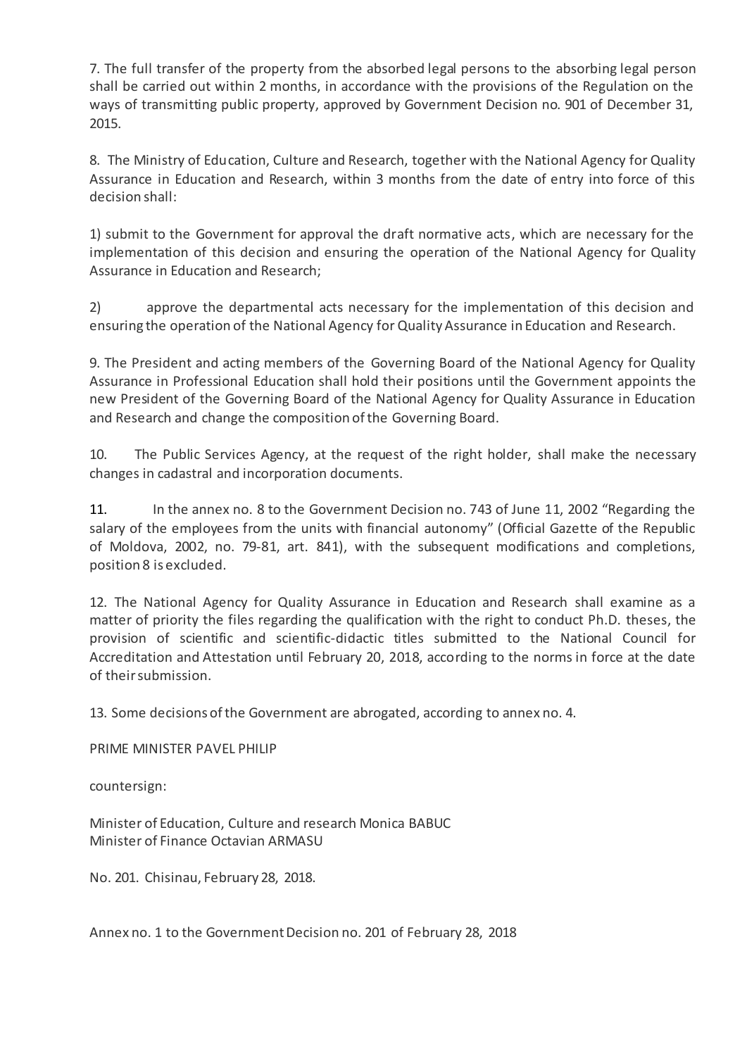7. The full transfer of the property from the absorbed legal persons to the absorbing legal person shall be carried out within 2 months, in accordance with the provisions of the Regulation on the ways of transmitting public property, approved by Government Decision no. 901 of December 31, 2015.

8. The Ministry of Education, Culture and Research, together with the National Agency for Quality Assurance in Education and Research, within 3 months from the date of entry into force of this decision shall:

1) submit to the Government for approval the draft normative acts, which are necessary for the implementation of this decision and ensuring the operation of the National Agency for Quality Assurance in Education and Research;

2) approve the departmental acts necessary for the implementation of this decision and ensuring the operation of the National Agency for Quality Assurance in Education and Research.

9. The President and acting members of the Governing Board of the National Agency for Quality Assurance in Professional Education shall hold their positions until the Government appoints the new President of the Governing Board of the National Agency for Quality Assurance in Education and Research and change the composition of the Governing Board.

10. The Public Services Agency, at the request of the right holder, shall make the necessary changes in cadastral and incorporation documents.

11. In the annex no. 8 to the Government Decision no. 743 of June 11, 2002 "Regarding the salary of the employees from the units with financial autonomy" (Official Gazette of the Republic of Moldova, 2002, no. 79-81, art. 841), with the subsequent modifications and completions, position 8 is excluded.

12. The National Agency for Quality Assurance in Education and Research shall examine as a matter of priority the files regarding the qualification with the right to conduct Ph.D. theses, the provision of scientific and scientific-didactic titles submitted to the National Council for Accreditation and Attestation until February 20, 2018, according to the norms in force at the date of their submission.

13. Some decisions of the Government are abrogated, according to annex no. 4.

PRIME MINISTER PAVEL PHILIP

countersign:

Minister of Education, Culture and research Monica BABUC
Minister of Finance Octavian ARMASU

No. 201. Chisinau, February 28, 2018.

Annex no. 1 to the Government Decision no. 201 of February 28, 2018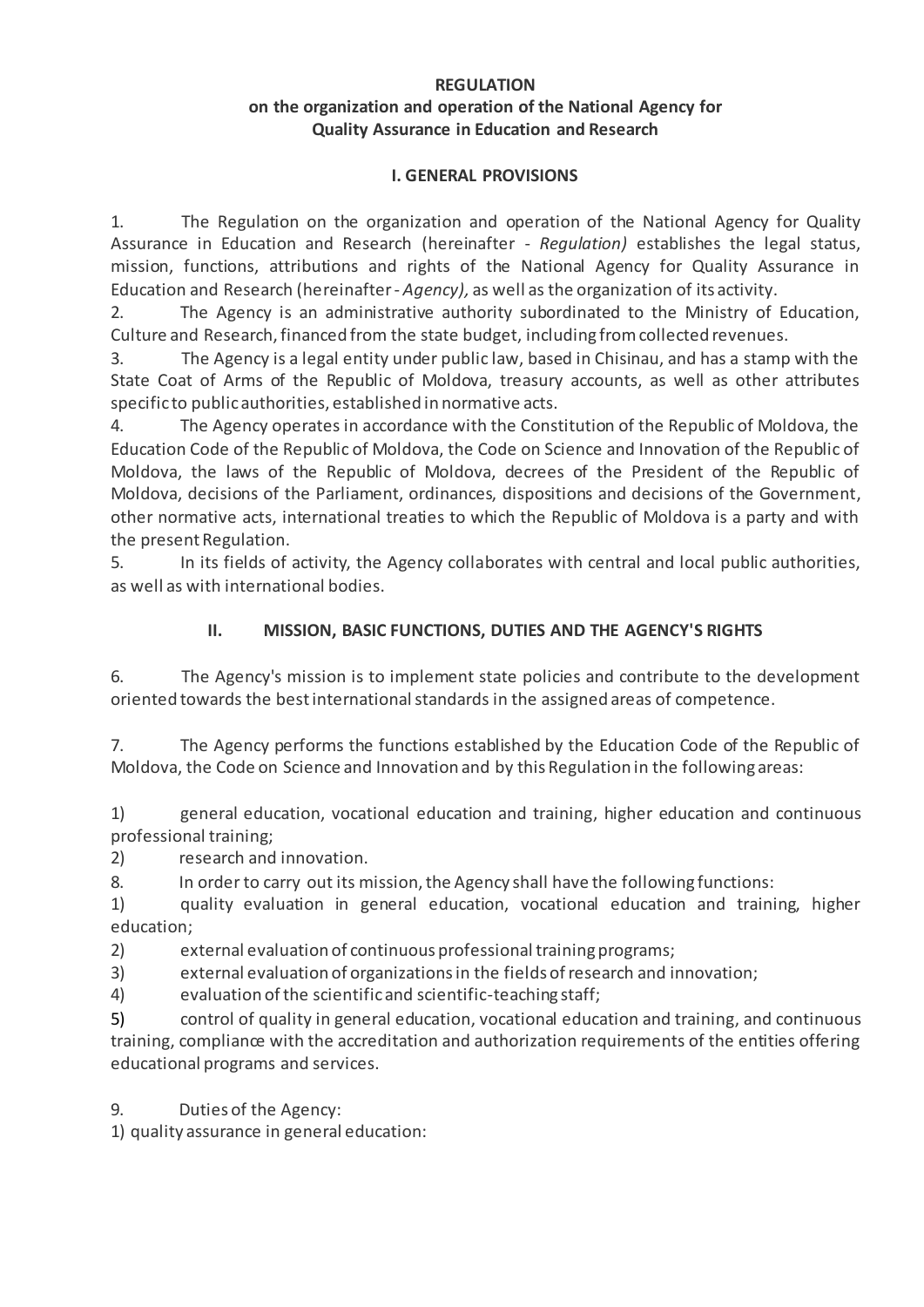**REGULATION**
**on the organization and operation of the National Agency for Quality Assurance in Education and Research**

## I. GENERAL PROVISIONS

1. The Regulation on the organization and operation of the National Agency for Quality Assurance in Education and Research (hereinafter - *Regulation)* establishes the legal status, mission, functions, attributions and rights of the National Agency for Quality Assurance in Education and Research (hereinafter - *Agency),* as well as the organization of its activity.
2. The Agency is an administrative authority subordinated to the Ministry of Education, Culture and Research, financed from the state budget, including from collected revenues.
3. The Agency is a legal entity under public law, based in Chisinau, and has a stamp with the State Coat of Arms of the Republic of Moldova, treasury accounts, as well as other attributes specific to public authorities, established in normative acts.
4. The Agency operates in accordance with the Constitution of the Republic of Moldova, the Education Code of the Republic of Moldova, the Code on Science and Innovation of the Republic of Moldova, the laws of the Republic of Moldova, decrees of the President of the Republic of Moldova, decisions of the Parliament, ordinances, dispositions and decisions of the Government, other normative acts, international treaties to which the Republic of Moldova is a party and with the present Regulation.
5. In its fields of activity, the Agency collaborates with central and local public authorities, as well as with international bodies.

## II. MISSION, BASIC FUNCTIONS, DUTIES AND THE AGENCY'S RIGHTS

6. The Agency's mission is to implement state policies and contribute to the development oriented towards the best international standards in the assigned areas of competence.

7. The Agency performs the functions established by the Education Code of the Republic of Moldova, the Code on Science and Innovation and by this Regulation in the following areas:

1) general education, vocational education and training, higher education and continuous professional training;
2) research and innovation.

8. In order to carry out its mission, the Agency shall have the following functions:

1) quality evaluation in general education, vocational education and training, higher education;
2) external evaluation of continuous professional training programs;
3) external evaluation of organizations in the fields of research and innovation;
4) evaluation of the scientific and scientific-teaching staff;
5) control of quality in general education, vocational education and training, and continuous training, compliance with the accreditation and authorization requirements of the entities offering educational programs and services.

9. Duties of the Agency:

1) quality assurance in general education: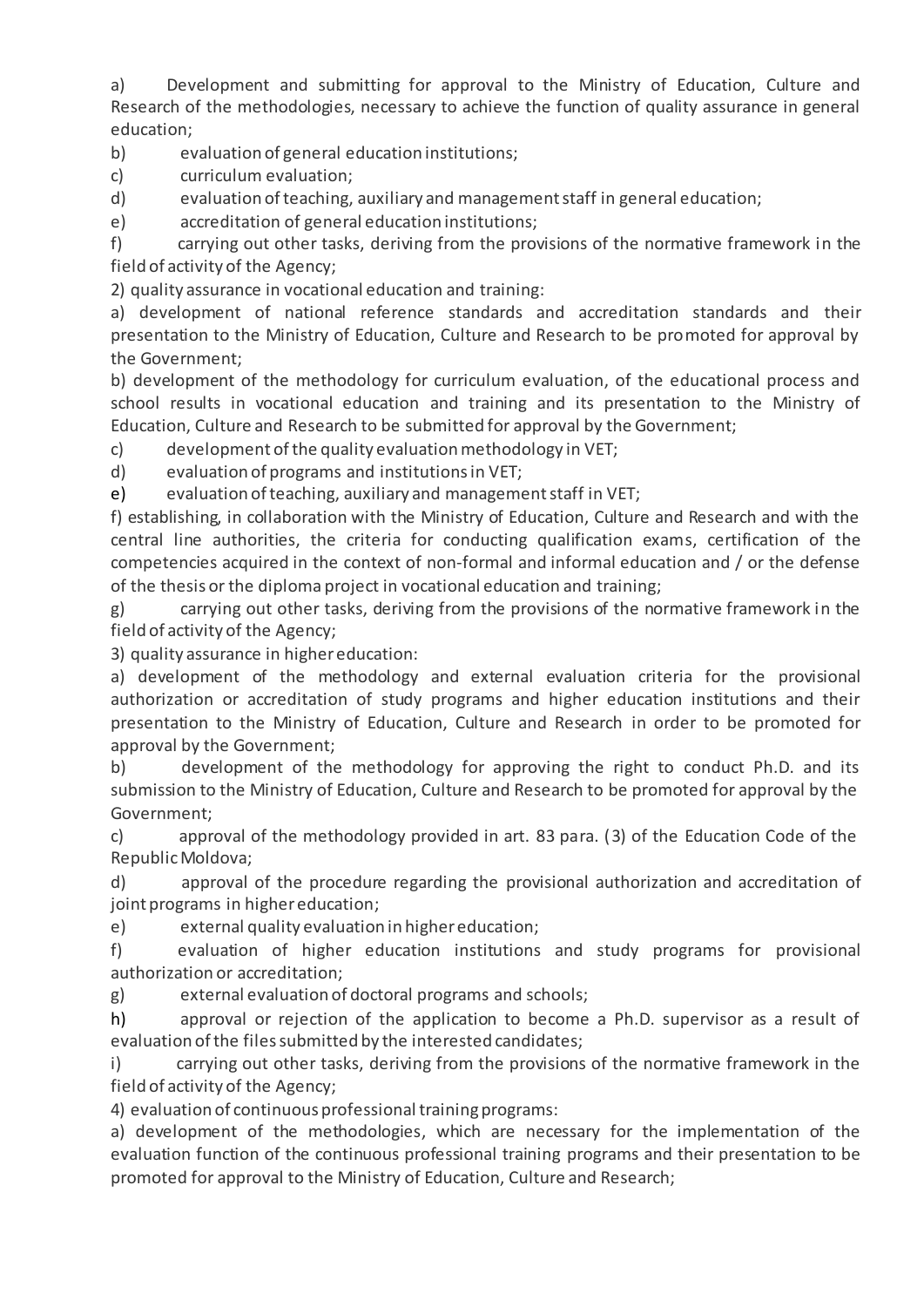a) Development and submitting for approval to the Ministry of Education, Culture and Research of the methodologies, necessary to achieve the function of quality assurance in general education;

b) evaluation of general education institutions;

c) curriculum evaluation;

d) evaluation of teaching, auxiliary and management staff in general education;

e) accreditation of general education institutions;

f) carrying out other tasks, deriving from the provisions of the normative framework in the field of activity of the Agency;

2) quality assurance in vocational education and training:

a) development of national reference standards and accreditation standards and their presentation to the Ministry of Education, Culture and Research to be promoted for approval by the Government;

b) development of the methodology for curriculum evaluation, of the educational process and school results in vocational education and training and its presentation to the Ministry of Education, Culture and Research to be submitted for approval by the Government;

c) development of the quality evaluation methodology in VET;

d) evaluation of programs and institutions in VET;

e) evaluation of teaching, auxiliary and management staff in VET;

f) establishing, in collaboration with the Ministry of Education, Culture and Research and with the central line authorities, the criteria for conducting qualification exams, certification of the competencies acquired in the context of non-formal and informal education and / or the defense of the thesis or the diploma project in vocational education and training;

g) carrying out other tasks, deriving from the provisions of the normative framework in the field of activity of the Agency;

3) quality assurance in higher education:

a) development of the methodology and external evaluation criteria for the provisional authorization or accreditation of study programs and higher education institutions and their presentation to the Ministry of Education, Culture and Research in order to be promoted for approval by the Government;

b) development of the methodology for approving the right to conduct Ph.D. and its submission to the Ministry of Education, Culture and Research to be promoted for approval by the Government;

c) approval of the methodology provided in art. 83 para. (3) of the Education Code of the Republic Moldova;

d) approval of the procedure regarding the provisional authorization and accreditation of joint programs in higher education;

e) external quality evaluation in higher education;

f) evaluation of higher education institutions and study programs for provisional authorization or accreditation;

g) external evaluation of doctoral programs and schools;

h) approval or rejection of the application to become a Ph.D. supervisor as a result of evaluation of the files submitted by the interested candidates;

i) carrying out other tasks, deriving from the provisions of the normative framework in the field of activity of the Agency;

4) evaluation of continuous professional training programs:

a) development of the methodologies, which are necessary for the implementation of the evaluation function of the continuous professional training programs and their presentation to be promoted for approval to the Ministry of Education, Culture and Research;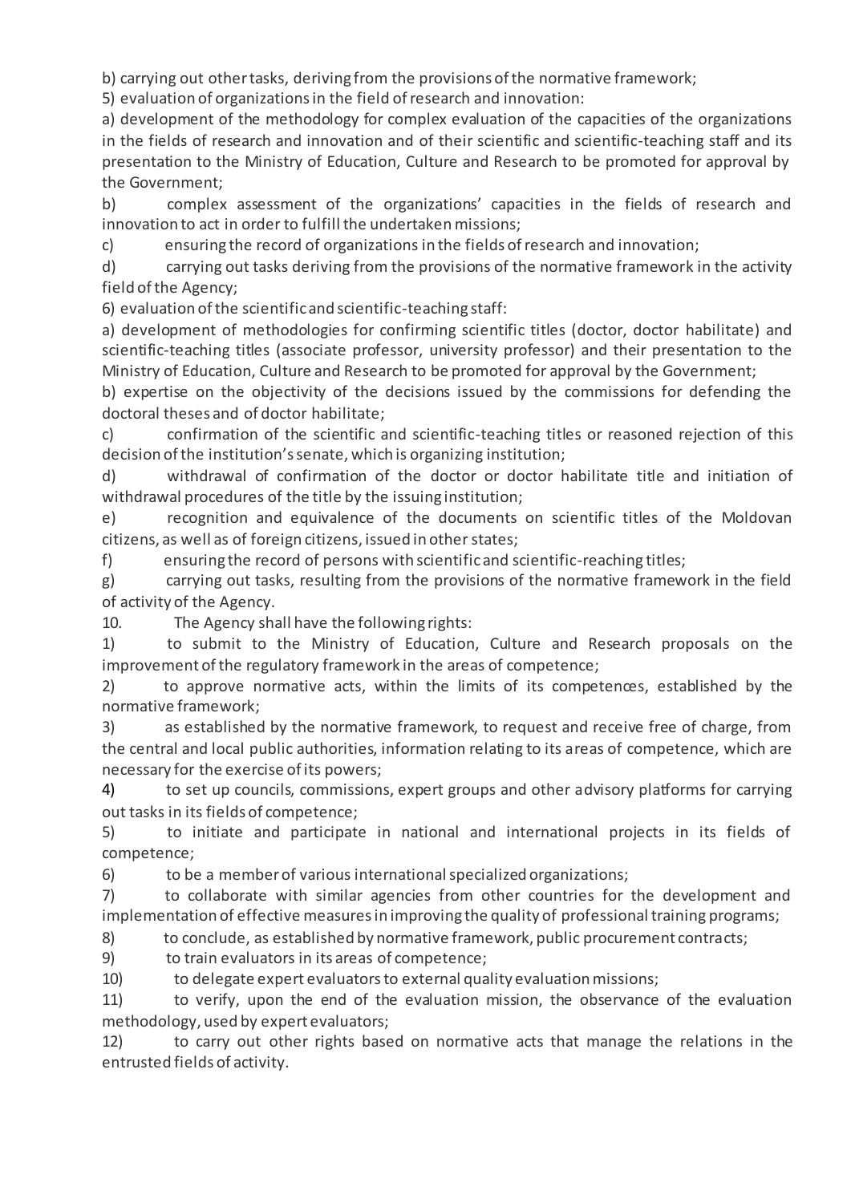b) carrying out other tasks, deriving from the provisions of the normative framework;

5) evaluation of organizations in the field of research and innovation:

a) development of the methodology for complex evaluation of the capacities of the organizations in the fields of research and innovation and of their scientific and scientific-teaching staff and its presentation to the Ministry of Education, Culture and Research to be promoted for approval by the Government;

b) complex assessment of the organizations' capacities in the fields of research and innovation to act in order to fulfill the undertaken missions;

c) ensuring the record of organizations in the fields of research and innovation;

d) carrying out tasks deriving from the provisions of the normative framework in the activity field of the Agency;

6) evaluation of the scientific and scientific-teaching staff:

a) development of methodologies for confirming scientific titles (doctor, doctor habilitate) and scientific-teaching titles (associate professor, university professor) and their presentation to the Ministry of Education, Culture and Research to be promoted for approval by the Government;

b) expertise on the objectivity of the decisions issued by the commissions for defending the doctoral theses and of doctor habilitate;

c) confirmation of the scientific and scientific-teaching titles or reasoned rejection of this decision of the institution's senate, which is organizing institution;

d) withdrawal of confirmation of the doctor or doctor habilitate title and initiation of withdrawal procedures of the title by the issuing institution;

e) recognition and equivalence of the documents on scientific titles of the Moldovan citizens, as well as of foreign citizens, issued in other states;

f) ensuring the record of persons with scientific and scientific-reaching titles;

g) carrying out tasks, resulting from the provisions of the normative framework in the field of activity of the Agency.

10. The Agency shall have the following rights:

1) to submit to the Ministry of Education, Culture and Research proposals on the improvement of the regulatory framework in the areas of competence;

2) to approve normative acts, within the limits of its competences, established by the normative framework;

3) as established by the normative framework, to request and receive free of charge, from the central and local public authorities, information relating to its areas of competence, which are necessary for the exercise of its powers;

4) to set up councils, commissions, expert groups and other advisory platforms for carrying out tasks in its fields of competence;

5) to initiate and participate in national and international projects in its fields of competence;

6) to be a member of various international specialized organizations;

7) to collaborate with similar agencies from other countries for the development and implementation of effective measures in improving the quality of professional training programs;

8) to conclude, as established by normative framework, public procurement contracts;

9) to train evaluators in its areas of competence;

10) to delegate expert evaluators to external quality evaluation missions;

11) to verify, upon the end of the evaluation mission, the observance of the evaluation methodology, used by expert evaluators;

12) to carry out other rights based on normative acts that manage the relations in the entrusted fields of activity.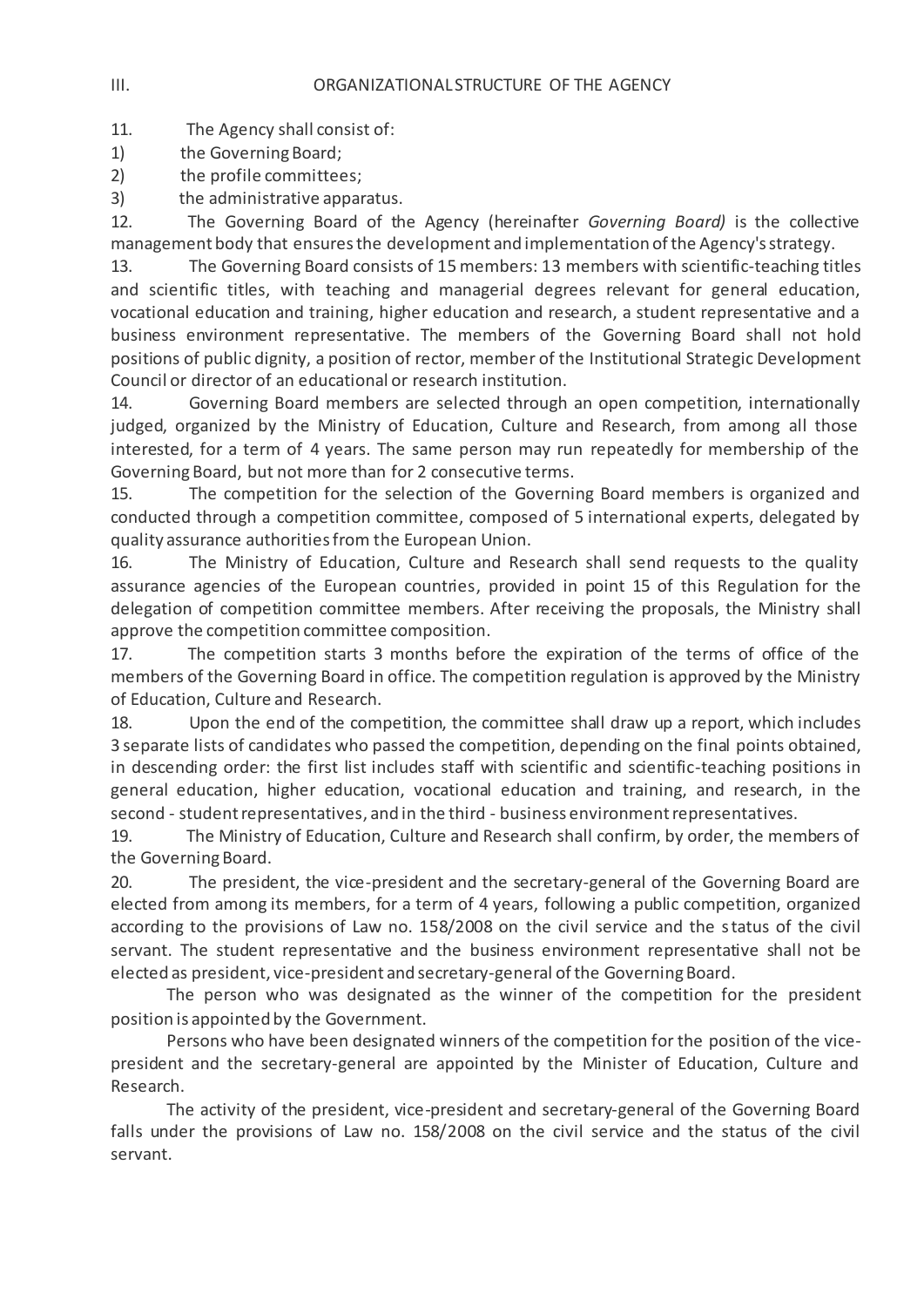## III. ORGANIZATIONAL STRUCTURE OF THE AGENCY

11. The Agency shall consist of:

1) the Governing Board;
2) the profile committees;
3) the administrative apparatus.

12. The Governing Board of the Agency (hereinafter *Governing Board)* is the collective management body that ensures the development and implementation of the Agency's strategy.

13. The Governing Board consists of 15 members: 13 members with scientific-teaching titles and scientific titles, with teaching and managerial degrees relevant for general education, vocational education and training, higher education and research, a student representative and a business environment representative. The members of the Governing Board shall not hold positions of public dignity, a position of rector, member of the Institutional Strategic Development Council or director of an educational or research institution.

14. Governing Board members are selected through an open competition, internationally judged, organized by the Ministry of Education, Culture and Research, from among all those interested, for a term of 4 years. The same person may run repeatedly for membership of the Governing Board, but not more than for 2 consecutive terms.

15. The competition for the selection of the Governing Board members is organized and conducted through a competition committee, composed of 5 international experts, delegated by quality assurance authorities from the European Union.

16. The Ministry of Education, Culture and Research shall send requests to the quality assurance agencies of the European countries, provided in point 15 of this Regulation for the delegation of competition committee members. After receiving the proposals, the Ministry shall approve the competition committee composition.

17. The competition starts 3 months before the expiration of the terms of office of the members of the Governing Board in office. The competition regulation is approved by the Ministry of Education, Culture and Research.

18. Upon the end of the competition, the committee shall draw up a report, which includes 3 separate lists of candidates who passed the competition, depending on the final points obtained, in descending order: the first list includes staff with scientific and scientific-teaching positions in general education, higher education, vocational education and training, and research, in the second - student representatives, and in the third - business environment representatives.

19. The Ministry of Education, Culture and Research shall confirm, by order, the members of the Governing Board.

20. The president, the vice-president and the secretary-general of the Governing Board are elected from among its members, for a term of 4 years, following a public competition, organized according to the provisions of Law no. 158/2008 on the civil service and the status of the civil servant. The student representative and the business environment representative shall not be elected as president, vice-president and secretary-general of the Governing Board.

The person who was designated as the winner of the competition for the president position is appointed by the Government.

Persons who have been designated winners of the competition for the position of the vice-president and the secretary-general are appointed by the Minister of Education, Culture and Research.

The activity of the president, vice-president and secretary-general of the Governing Board falls under the provisions of Law no. 158/2008 on the civil service and the status of the civil servant.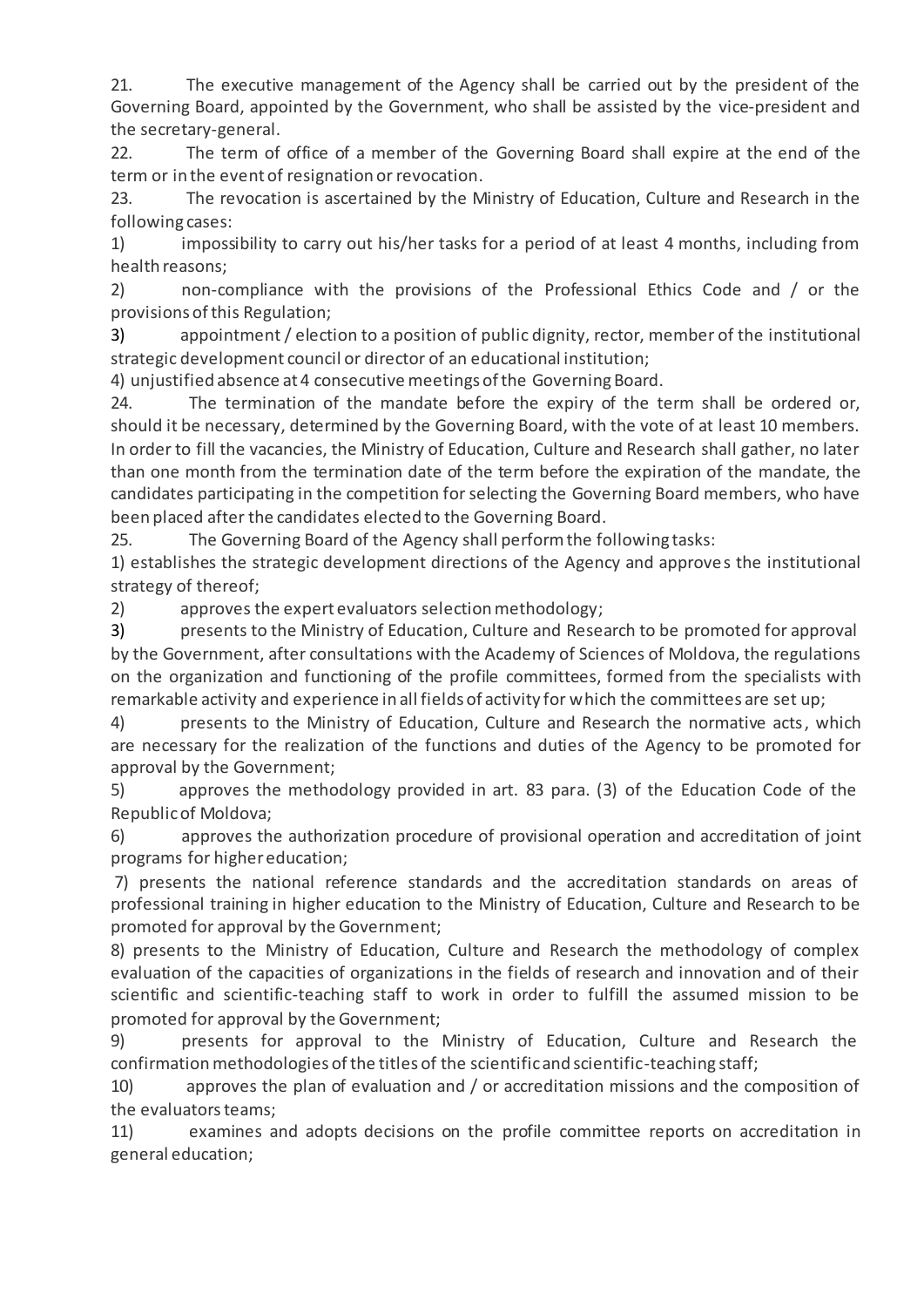21. The executive management of the Agency shall be carried out by the president of the Governing Board, appointed by the Government, who shall be assisted by the vice-president and the secretary-general.

22. The term of office of a member of the Governing Board shall expire at the end of the term or in the event of resignation or revocation.

23. The revocation is ascertained by the Ministry of Education, Culture and Research in the following cases:

1) impossibility to carry out his/her tasks for a period of at least 4 months, including from health reasons;

2) non-compliance with the provisions of the Professional Ethics Code and / or the provisions of this Regulation;

3) appointment / election to a position of public dignity, rector, member of the institutional strategic development council or director of an educational institution;

4) unjustified absence at 4 consecutive meetings of the Governing Board.

24. The termination of the mandate before the expiry of the term shall be ordered or, should it be necessary, determined by the Governing Board, with the vote of at least 10 members. In order to fill the vacancies, the Ministry of Education, Culture and Research shall gather, no later than one month from the termination date of the term before the expiration of the mandate, the candidates participating in the competition for selecting the Governing Board members, who have been placed after the candidates elected to the Governing Board.

25. The Governing Board of the Agency shall perform the following tasks:

1) establishes the strategic development directions of the Agency and approves the institutional strategy of thereof;

2) approves the expert evaluators selection methodology;

3) presents to the Ministry of Education, Culture and Research to be promoted for approval by the Government, after consultations with the Academy of Sciences of Moldova, the regulations on the organization and functioning of the profile committees, formed from the specialists with remarkable activity and experience in all fields of activity for which the committees are set up;

4) presents to the Ministry of Education, Culture and Research the normative acts, which are necessary for the realization of the functions and duties of the Agency to be promoted for approval by the Government;

5) approves the methodology provided in art. 83 para. (3) of the Education Code of the Republic of Moldova;

6) approves the authorization procedure of provisional operation and accreditation of joint programs for higher education;

7) presents the national reference standards and the accreditation standards on areas of professional training in higher education to the Ministry of Education, Culture and Research to be promoted for approval by the Government;

8) presents to the Ministry of Education, Culture and Research the methodology of complex evaluation of the capacities of organizations in the fields of research and innovation and of their scientific and scientific-teaching staff to work in order to fulfill the assumed mission to be promoted for approval by the Government;

9) presents for approval to the Ministry of Education, Culture and Research the confirmation methodologies of the titles of the scientific and scientific-teaching staff;

10) approves the plan of evaluation and / or accreditation missions and the composition of the evaluators teams;

11) examines and adopts decisions on the profile committee reports on accreditation in general education;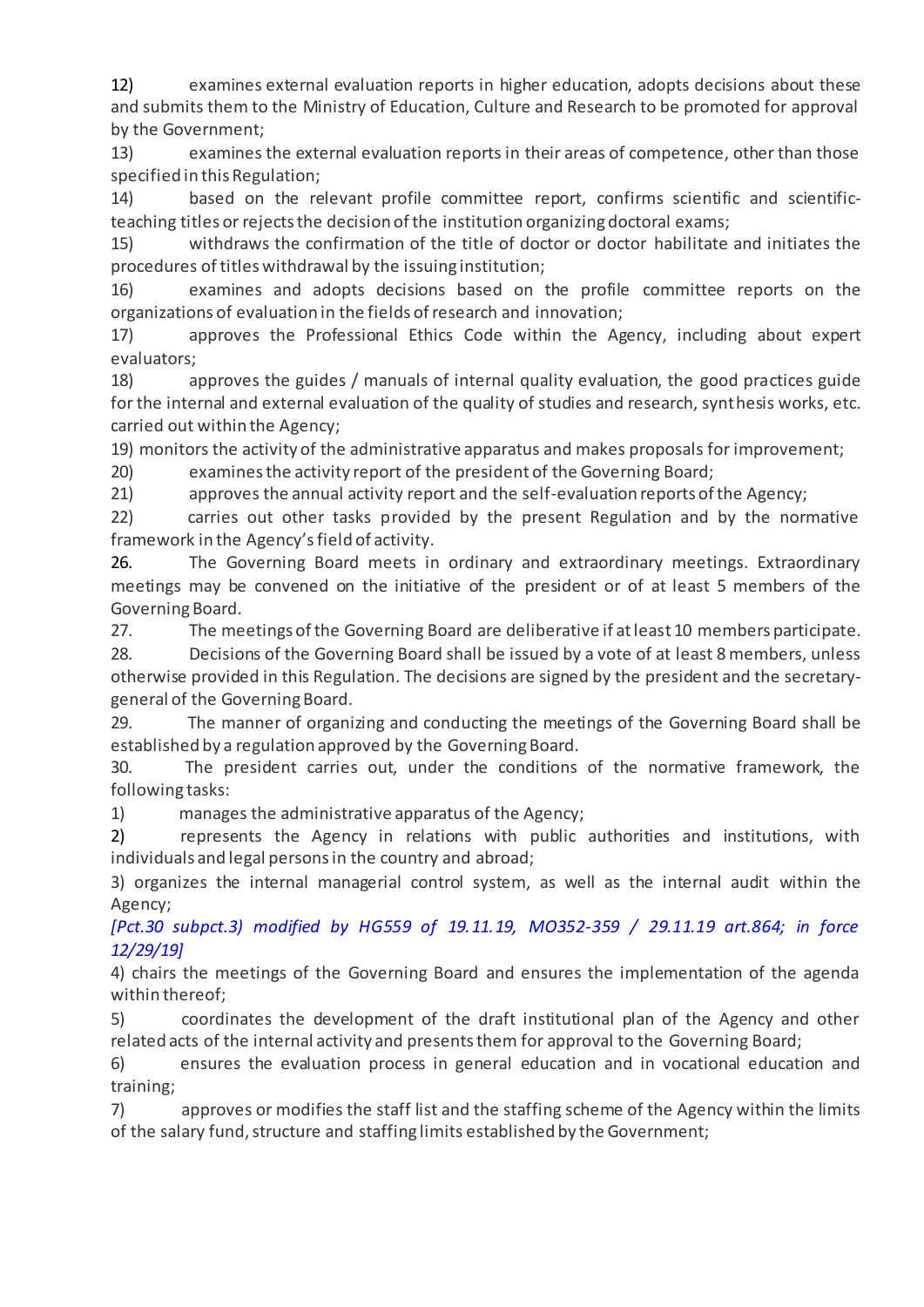12) examines external evaluation reports in higher education, adopts decisions about these and submits them to the Ministry of Education, Culture and Research to be promoted for approval by the Government;

13) examines the external evaluation reports in their areas of competence, other than those specified in this Regulation;

14) based on the relevant profile committee report, confirms scientific and scientific-teaching titles or rejects the decision of the institution organizing doctoral exams;

15) withdraws the confirmation of the title of doctor or doctor habilitate and initiates the procedures of titles withdrawal by the issuing institution;

16) examines and adopts decisions based on the profile committee reports on the organizations of evaluation in the fields of research and innovation;

17) approves the Professional Ethics Code within the Agency, including about expert evaluators;

18) approves the guides / manuals of internal quality evaluation, the good practices guide for the internal and external evaluation of the quality of studies and research, synthesis works, etc. carried out within the Agency;

19) monitors the activity of the administrative apparatus and makes proposals for improvement;

20) examines the activity report of the president of the Governing Board;

21) approves the annual activity report and the self-evaluation reports of the Agency;

22) carries out other tasks provided by the present Regulation and by the normative framework in the Agency's field of activity.

26. The Governing Board meets in ordinary and extraordinary meetings. Extraordinary meetings may be convened on the initiative of the president or of at least 5 members of the Governing Board.

27. The meetings of the Governing Board are deliberative if at least 10 members participate.

28. Decisions of the Governing Board shall be issued by a vote of at least 8 members, unless otherwise provided in this Regulation. The decisions are signed by the president and the secretary-general of the Governing Board.

29. The manner of organizing and conducting the meetings of the Governing Board shall be established by a regulation approved by the Governing Board.

30. The president carries out, under the conditions of the normative framework, the following tasks:

1) manages the administrative apparatus of the Agency;

2) represents the Agency in relations with public authorities and institutions, with individuals and legal persons in the country and abroad;

3) organizes the internal managerial control system, as well as the internal audit within the Agency;

*[Pct.30 subpct.3) modified by HG559 of 19.11.19, MO352-359 / 29.11.19 art.864; in force 12/29/19]*

4) chairs the meetings of the Governing Board and ensures the implementation of the agenda within thereof;

5) coordinates the development of the draft institutional plan of the Agency and other related acts of the internal activity and presents them for approval to the Governing Board;

6) ensures the evaluation process in general education and in vocational education and training;

7) approves or modifies the staff list and the staffing scheme of the Agency within the limits of the salary fund, structure and staffing limits established by the Government;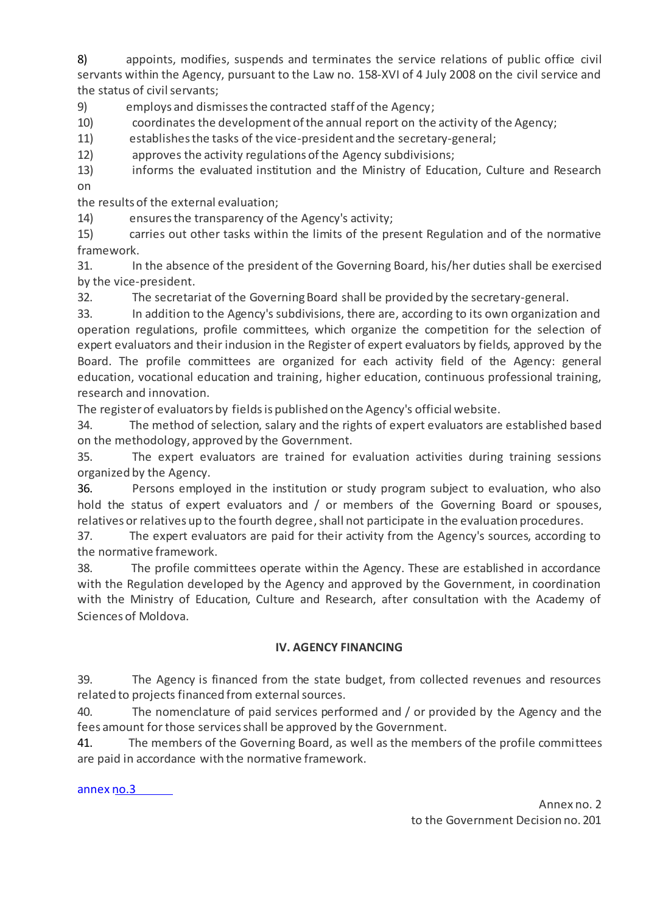8) appoints, modifies, suspends and terminates the service relations of public office civil servants within the Agency, pursuant to the Law no. 158-XVI of 4 July 2008 on the civil service and the status of civil servants;

9) employs and dismisses the contracted staff of the Agency;

10) coordinates the development of the annual report on the activity of the Agency;

11) establishes the tasks of the vice-president and the secretary-general;

12) approves the activity regulations of the Agency subdivisions;

13) informs the evaluated institution and the Ministry of Education, Culture and Research on the results of the external evaluation;

14) ensures the transparency of the Agency's activity;

15) carries out other tasks within the limits of the present Regulation and of the normative framework.

31. In the absence of the president of the Governing Board, his/her duties shall be exercised by the vice-president.

32. The secretariat of the Governing Board shall be provided by the secretary-general.

33. In addition to the Agency's subdivisions, there are, according to its own organization and operation regulations, profile committees, which organize the competition for the selection of expert evaluators and their inclusion in the Register of expert evaluators by fields, approved by the Board. The profile committees are organized for each activity field of the Agency: general education, vocational education and training, higher education, continuous professional training, research and innovation.

The register of evaluators by fields is published on the Agency's official website.

34. The method of selection, salary and the rights of expert evaluators are established based on the methodology, approved by the Government.

35. The expert evaluators are trained for evaluation activities during training sessions organized by the Agency.

36. Persons employed in the institution or study program subject to evaluation, who also hold the status of expert evaluators and / or members of the Governing Board or spouses, relatives or relatives up to the fourth degree, shall not participate in the evaluation procedures.

37. The expert evaluators are paid for their activity from the Agency's sources, according to the normative framework.

38. The profile committees operate within the Agency. These are established in accordance with the Regulation developed by the Agency and approved by the Government, in coordination with the Ministry of Education, Culture and Research, after consultation with the Academy of Sciences of Moldova.

## IV. AGENCY FINANCING

39. The Agency is financed from the state budget, from collected revenues and resources related to projects financed from external sources.

40. The nomenclature of paid services performed and / or provided by the Agency and the fees amount for those services shall be approved by the Government.

41. The members of the Governing Board, as well as the members of the profile committees are paid in accordance with the normative framework.

annex no.3

Annex no. 2
to the Government Decision no. 201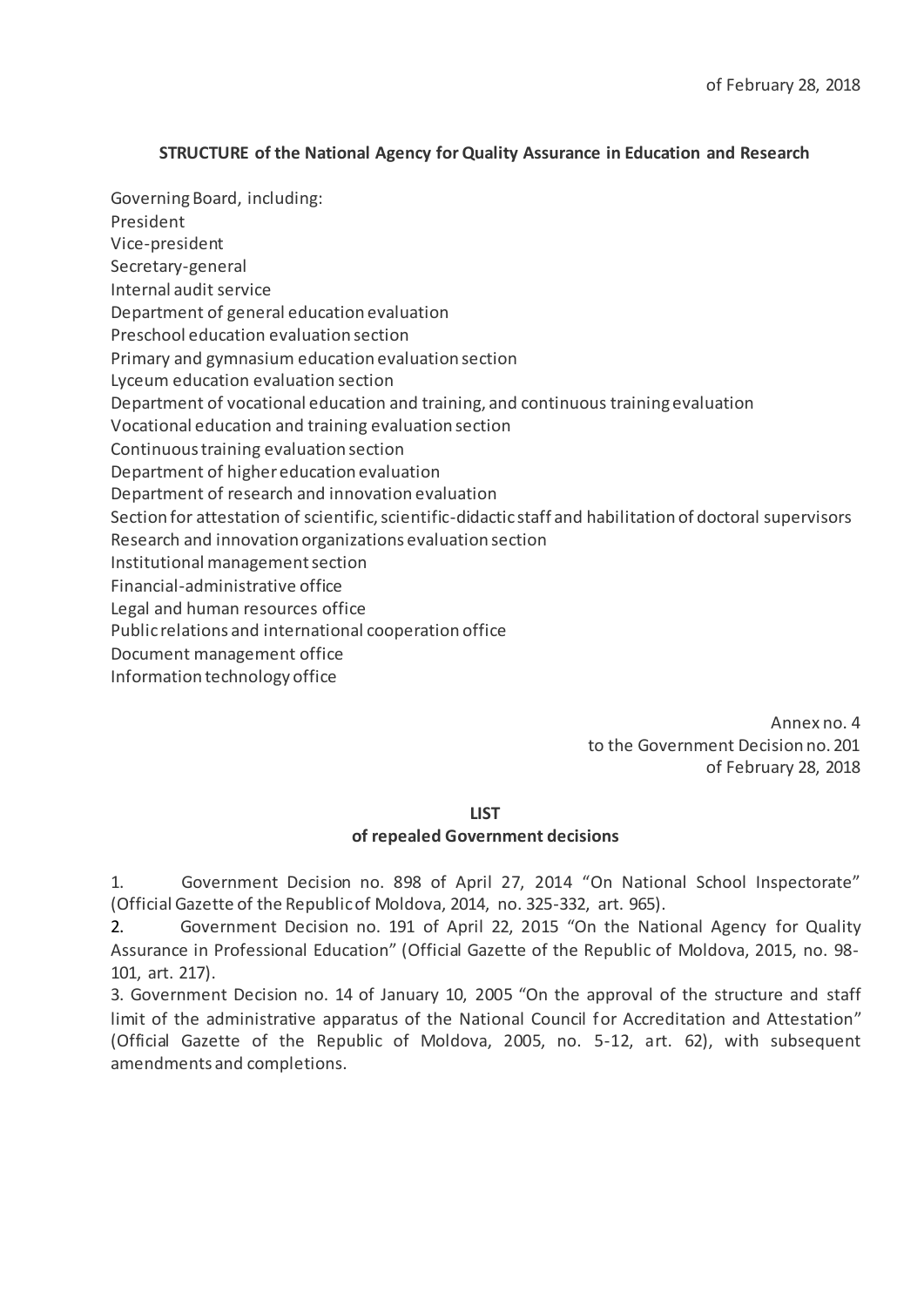of February 28, 2018

**STRUCTURE of the National Agency for Quality Assurance in Education and Research**

Governing Board, including:
President
Vice-president
Secretary-general
Internal audit service
Department of general education evaluation
Preschool education evaluation section
Primary and gymnasium education evaluation section
Lyceum education evaluation section
Department of vocational education and training, and continuous training evaluation
Vocational education and training evaluation section
Continuous training evaluation section
Department of higher education evaluation
Department of research and innovation evaluation
Section for attestation of scientific, scientific-didactic staff and habilitation of doctoral supervisors
Research and innovation organizations evaluation section
Institutional management section
Financial-administrative office
Legal and human resources office
Public relations and international cooperation office
Document management office
Information technology office

Annex no. 4
to the Government Decision no. 201
of February 28, 2018

**LIST**
**of repealed Government decisions**

1. Government Decision no. 898 of April 27, 2014 "On National School Inspectorate" (Official Gazette of the Republic of Moldova, 2014, no. 325-332, art. 965).
2. Government Decision no. 191 of April 22, 2015 "On the National Agency for Quality Assurance in Professional Education" (Official Gazette of the Republic of Moldova, 2015, no. 98-101, art. 217).
3. Government Decision no. 14 of January 10, 2005 "On the approval of the structure and staff limit of the administrative apparatus of the National Council for Accreditation and Attestation" (Official Gazette of the Republic of Moldova, 2005, no. 5-12, art. 62), with subsequent amendments and completions.